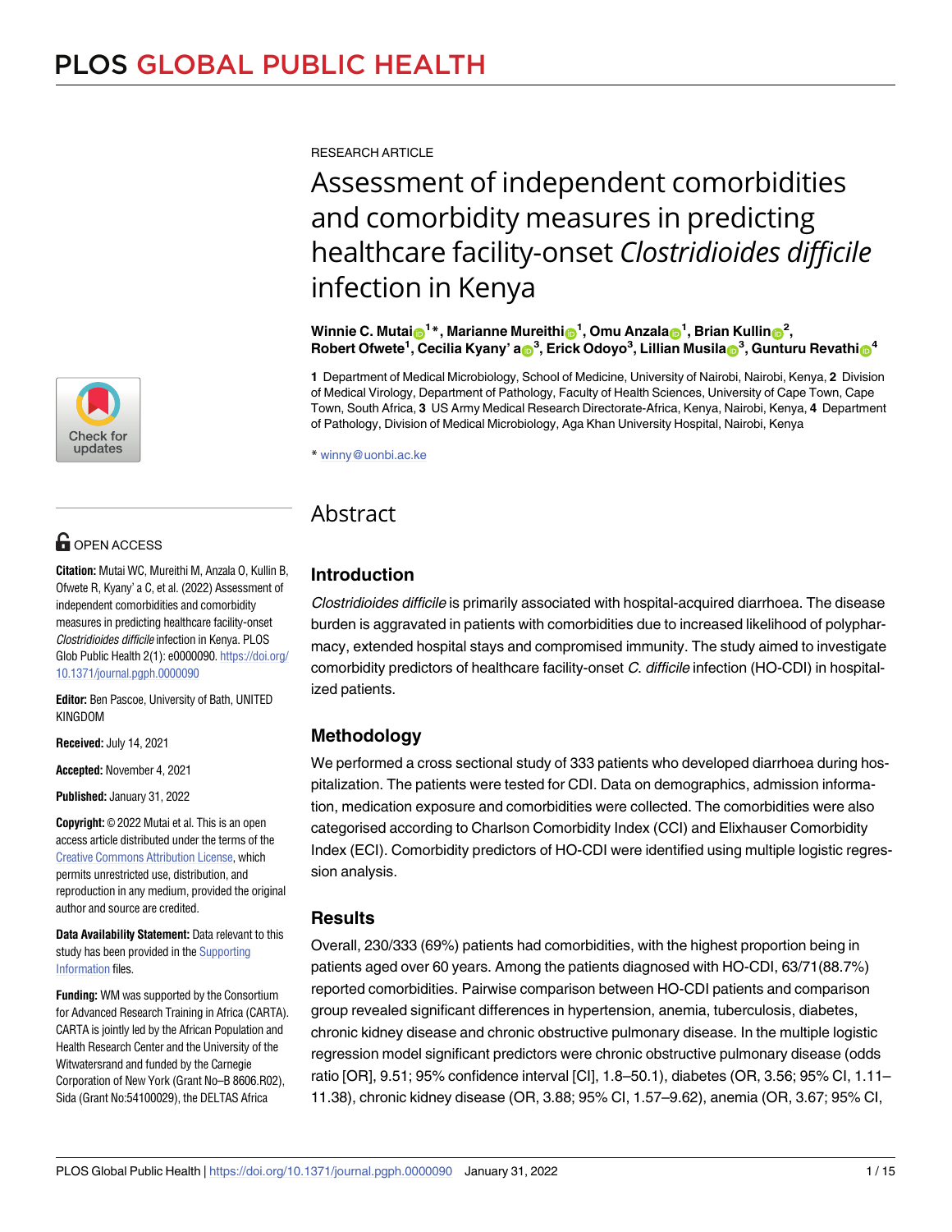RESEARCH ARTICLE

# Assessment of independent comorbidities and comorbidity measures in predicting healthcare facility-onset *Clostridioides difficile* infection in Kenya

**Winnie C. Mutai[1]*, Marianne Mureithi[1], Omu Anzala[1], Brian Kullin[2], Robert Ofwete[1], Cecilia Kyany' a[3], Erick Odoyo[3], Lillian Musila[3], Gunturu Revathi[4]**

**1** Department of Medical Microbiology, School of Medicine, University of Nairobi, Nairobi, Kenya, **2** Division of Medical Virology, Department of Pathology, Faculty of Health Sciences, University of Cape Town, Cape Town, South Africa, **3** US Army Medical Research Directorate-Africa, Kenya, Nairobi, Kenya, **4** Department of Pathology, Division of Medical Microbiology, Aga Khan University Hospital, Nairobi, Kenya

* winny@uonbi.ac.ke

OPEN ACCESS

**Citation:** Mutai WC, Mureithi M, Anzala O, Kullin B, Ofwete R, Kyany' a C, et al. (2022) Assessment of independent comorbidities and comorbidity measures in predicting healthcare facility-onset *Clostridioides difficile* infection in Kenya. PLOS Glob Public Health 2(1): e0000090. https://doi.org/10.1371/journal.pgph.0000090

**Editor:** Ben Pascoe, University of Bath, UNITED KINGDOM

**Received:** July 14, 2021

**Accepted:** November 4, 2021

**Published:** January 31, 2022

**Copyright:** © 2022 Mutai et al. This is an open access article distributed under the terms of the Creative Commons Attribution License, which permits unrestricted use, distribution, and reproduction in any medium, provided the original author and source are credited.

**Data Availability Statement:** Data relevant to this study has been provided in the Supporting Information files.

**Funding:** WM was supported by the Consortium for Advanced Research Training in Africa (CARTA). CARTA is jointly led by the African Population and Health Research Center and the University of the Witwatersrand and funded by the Carnegie Corporation of New York (Grant No–B 8606.R02), Sida (Grant No:54100029), the DELTAS Africa

## Abstract

### Introduction

*Clostridioides difficile* is primarily associated with hospital-acquired diarrhoea. The disease burden is aggravated in patients with comorbidities due to increased likelihood of polypharmacy, extended hospital stays and compromised immunity. The study aimed to investigate comorbidity predictors of healthcare facility-onset *C. difficile* infection (HO-CDI) in hospitalized patients.

### Methodology

We performed a cross sectional study of 333 patients who developed diarrhoea during hospitalization. The patients were tested for CDI. Data on demographics, admission information, medication exposure and comorbidities were collected. The comorbidities were also categorised according to Charlson Comorbidity Index (CCI) and Elixhauser Comorbidity Index (ECI). Comorbidity predictors of HO-CDI were identified using multiple logistic regression analysis.

### Results

Overall, 230/333 (69%) patients had comorbidities, with the highest proportion being in patients aged over 60 years. Among the patients diagnosed with HO-CDI, 63/71(88.7%) reported comorbidities. Pairwise comparison between HO-CDI patients and comparison group revealed significant differences in hypertension, anemia, tuberculosis, diabetes, chronic kidney disease and chronic obstructive pulmonary disease. In the multiple logistic regression model significant predictors were chronic obstructive pulmonary disease (odds ratio [OR], 9.51; 95% confidence interval [CI], 1.8–50.1), diabetes (OR, 3.56; 95% CI, 1.11–11.38), chronic kidney disease (OR, 3.88; 95% CI, 1.57–9.62), anemia (OR, 3.67; 95% CI,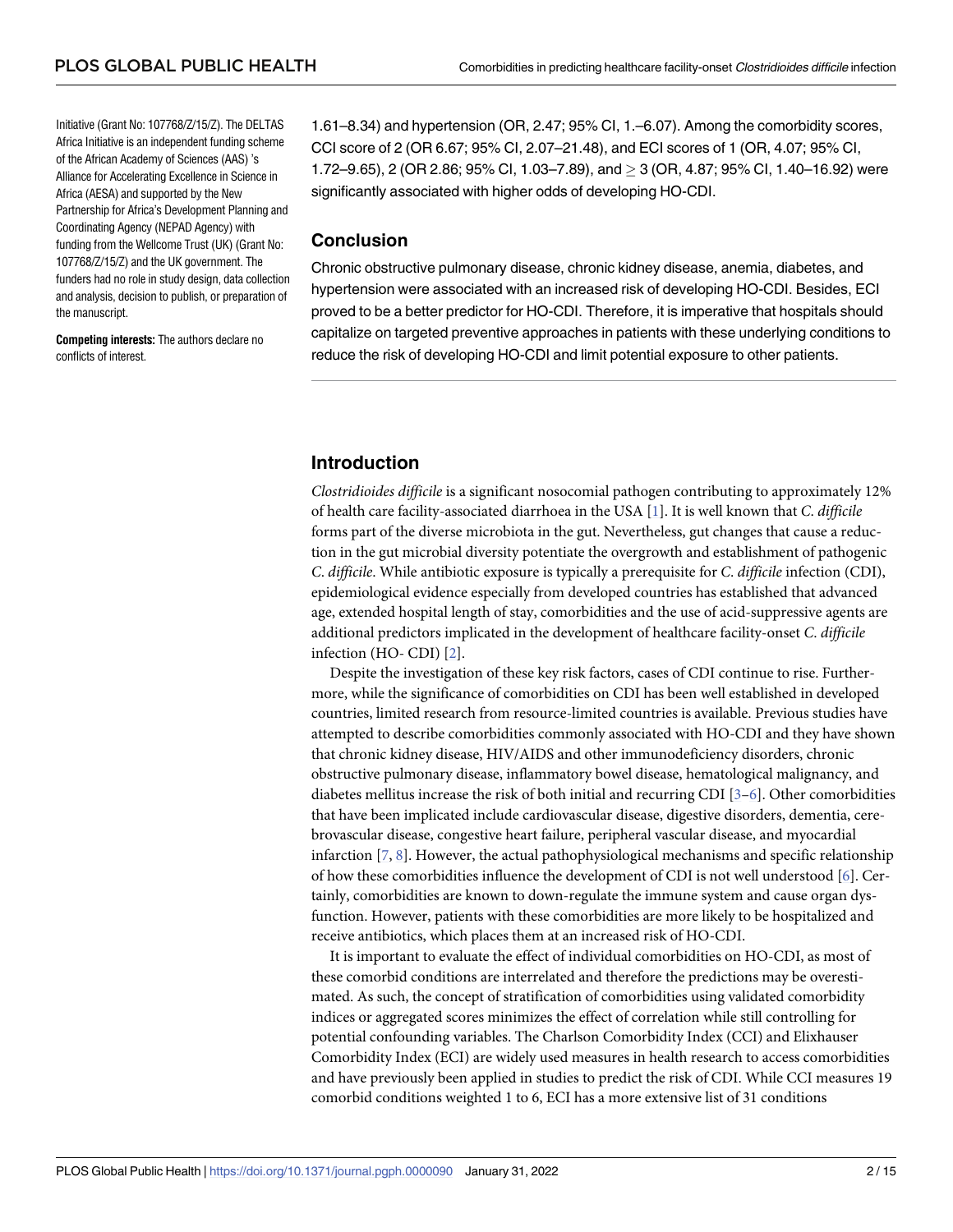Initiative (Grant No: 107768/Z/15/Z). The DELTAS Africa Initiative is an independent funding scheme of the African Academy of Sciences (AAS) 's Alliance for Accelerating Excellence in Science in Africa (AESA) and supported by the New Partnership for Africa's Development Planning and Coordinating Agency (NEPAD Agency) with funding from the Wellcome Trust (UK) (Grant No: 107768/Z/15/Z) and the UK government. The funders had no role in study design, data collection and analysis, decision to publish, or preparation of the manuscript.

**Competing interests:** The authors declare no conflicts of interest.

1.61–8.34) and hypertension (OR, 2.47; 95% CI, 1.–6.07). Among the comorbidity scores, CCI score of 2 (OR 6.67; 95% CI, 2.07–21.48), and ECI scores of 1 (OR, 4.07; 95% CI, 1.72–9.65), 2 (OR 2.86; 95% CI, 1.03–7.89), and $\geq$ 3 (OR, 4.87; 95% CI, 1.40–16.92) were significantly associated with higher odds of developing HO-CDI.

## Conclusion

Chronic obstructive pulmonary disease, chronic kidney disease, anemia, diabetes, and hypertension were associated with an increased risk of developing HO-CDI. Besides, ECI proved to be a better predictor for HO-CDI. Therefore, it is imperative that hospitals should capitalize on targeted preventive approaches in patients with these underlying conditions to reduce the risk of developing HO-CDI and limit potential exposure to other patients.

## Introduction

*Clostridioides difficile* is a significant nosocomial pathogen contributing to approximately 12% of health care facility-associated diarrhoea in the USA [1]. It is well known that *C. difficile* forms part of the diverse microbiota in the gut. Nevertheless, gut changes that cause a reduction in the gut microbial diversity potentiate the overgrowth and establishment of pathogenic *C. difficile*. While antibiotic exposure is typically a prerequisite for *C. difficile* infection (CDI), epidemiological evidence especially from developed countries has established that advanced age, extended hospital length of stay, comorbidities and the use of acid-suppressive agents are additional predictors implicated in the development of healthcare facility-onset *C. difficile* infection (HO- CDI) [2].

Despite the investigation of these key risk factors, cases of CDI continue to rise. Furthermore, while the significance of comorbidities on CDI has been well established in developed countries, limited research from resource-limited countries is available. Previous studies have attempted to describe comorbidities commonly associated with HO-CDI and they have shown that chronic kidney disease, HIV/AIDS and other immunodeficiency disorders, chronic obstructive pulmonary disease, inflammatory bowel disease, hematological malignancy, and diabetes mellitus increase the risk of both initial and recurring CDI [3–6]. Other comorbidities that have been implicated include cardiovascular disease, digestive disorders, dementia, cerebrovascular disease, congestive heart failure, peripheral vascular disease, and myocardial infarction [7, 8]. However, the actual pathophysiological mechanisms and specific relationship of how these comorbidities influence the development of CDI is not well understood [6]. Certainly, comorbidities are known to down-regulate the immune system and cause organ dysfunction. However, patients with these comorbidities are more likely to be hospitalized and receive antibiotics, which places them at an increased risk of HO-CDI.

It is important to evaluate the effect of individual comorbidities on HO-CDI, as most of these comorbid conditions are interrelated and therefore the predictions may be overestimated. As such, the concept of stratification of comorbidities using validated comorbidity indices or aggregated scores minimizes the effect of correlation while still controlling for potential confounding variables. The Charlson Comorbidity Index (CCI) and Elixhauser Comorbidity Index (ECI) are widely used measures in health research to access comorbidities and have previously been applied in studies to predict the risk of CDI. While CCI measures 19 comorbid conditions weighted 1 to 6, ECI has a more extensive list of 31 conditions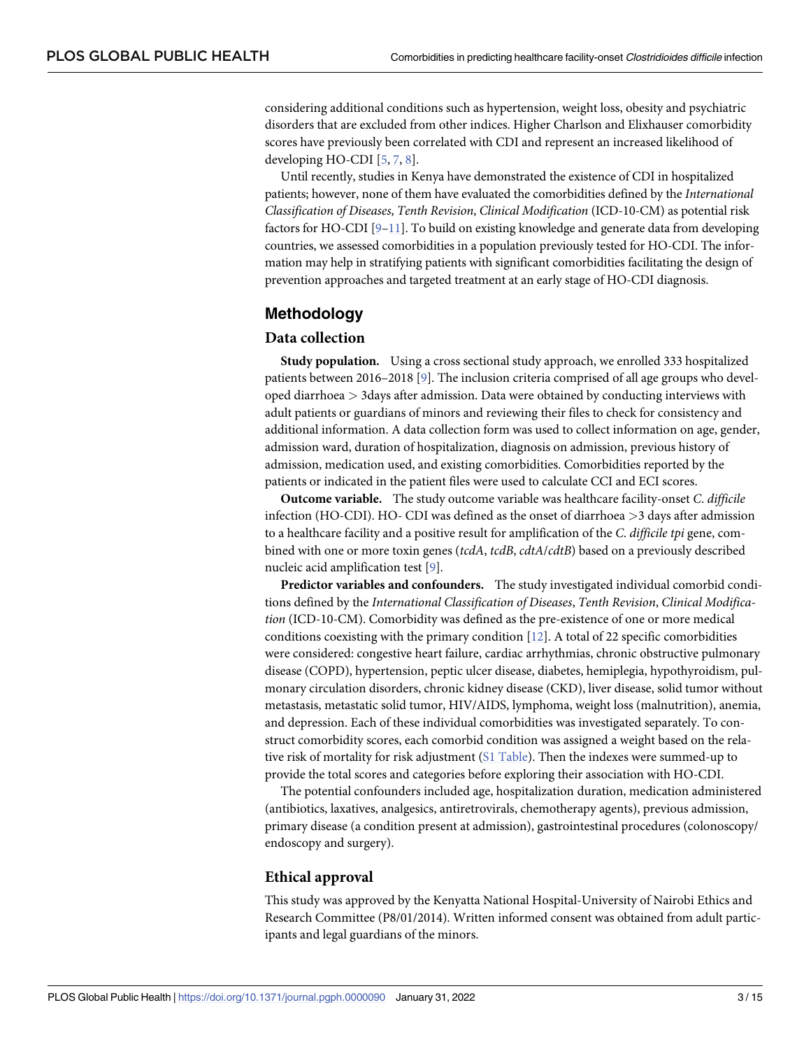considering additional conditions such as hypertension, weight loss, obesity and psychiatric disorders that are excluded from other indices. Higher Charlson and Elixhauser comorbidity scores have previously been correlated with CDI and represent an increased likelihood of developing HO-CDI [5, 7, 8].

Until recently, studies in Kenya have demonstrated the existence of CDI in hospitalized patients; however, none of them have evaluated the comorbidities defined by the *International Classification of Diseases*, *Tenth Revision*, *Clinical Modification* (ICD-10-CM) as potential risk factors for HO-CDI [9–11]. To build on existing knowledge and generate data from developing countries, we assessed comorbidities in a population previously tested for HO-CDI. The information may help in stratifying patients with significant comorbidities facilitating the design of prevention approaches and targeted treatment at an early stage of HO-CDI diagnosis.

## Methodology

### Data collection

**Study population.** Using a cross sectional study approach, we enrolled 333 hospitalized patients between 2016–2018 [9]. The inclusion criteria comprised of all age groups who developed diarrhoea > 3days after admission. Data were obtained by conducting interviews with adult patients or guardians of minors and reviewing their files to check for consistency and additional information. A data collection form was used to collect information on age, gender, admission ward, duration of hospitalization, diagnosis on admission, previous history of admission, medication used, and existing comorbidities. Comorbidities reported by the patients or indicated in the patient files were used to calculate CCI and ECI scores.

**Outcome variable.** The study outcome variable was healthcare facility-onset *C. difficile* infection (HO-CDI). HO- CDI was defined as the onset of diarrhoea >3 days after admission to a healthcare facility and a positive result for amplification of the *C. difficile tpi* gene, combined with one or more toxin genes (*tcdA*, *tcdB*, *cdtA*/*cdtB*) based on a previously described nucleic acid amplification test [9].

**Predictor variables and confounders.** The study investigated individual comorbid conditions defined by the *International Classification of Diseases*, *Tenth Revision*, *Clinical Modification* (ICD-10-CM). Comorbidity was defined as the pre-existence of one or more medical conditions coexisting with the primary condition [12]. A total of 22 specific comorbidities were considered: congestive heart failure, cardiac arrhythmias, chronic obstructive pulmonary disease (COPD), hypertension, peptic ulcer disease, diabetes, hemiplegia, hypothyroidism, pulmonary circulation disorders, chronic kidney disease (CKD), liver disease, solid tumor without metastasis, metastatic solid tumor, HIV/AIDS, lymphoma, weight loss (malnutrition), anemia, and depression. Each of these individual comorbidities was investigated separately. To construct comorbidity scores, each comorbid condition was assigned a weight based on the relative risk of mortality for risk adjustment (S1 Table). Then the indexes were summed-up to provide the total scores and categories before exploring their association with HO-CDI.

The potential confounders included age, hospitalization duration, medication administered (antibiotics, laxatives, analgesics, antiretrovirals, chemotherapy agents), previous admission, primary disease (a condition present at admission), gastrointestinal procedures (colonoscopy/endoscopy and surgery).

### Ethical approval

This study was approved by the Kenyatta National Hospital-University of Nairobi Ethics and Research Committee (P8/01/2014). Written informed consent was obtained from adult participants and legal guardians of the minors.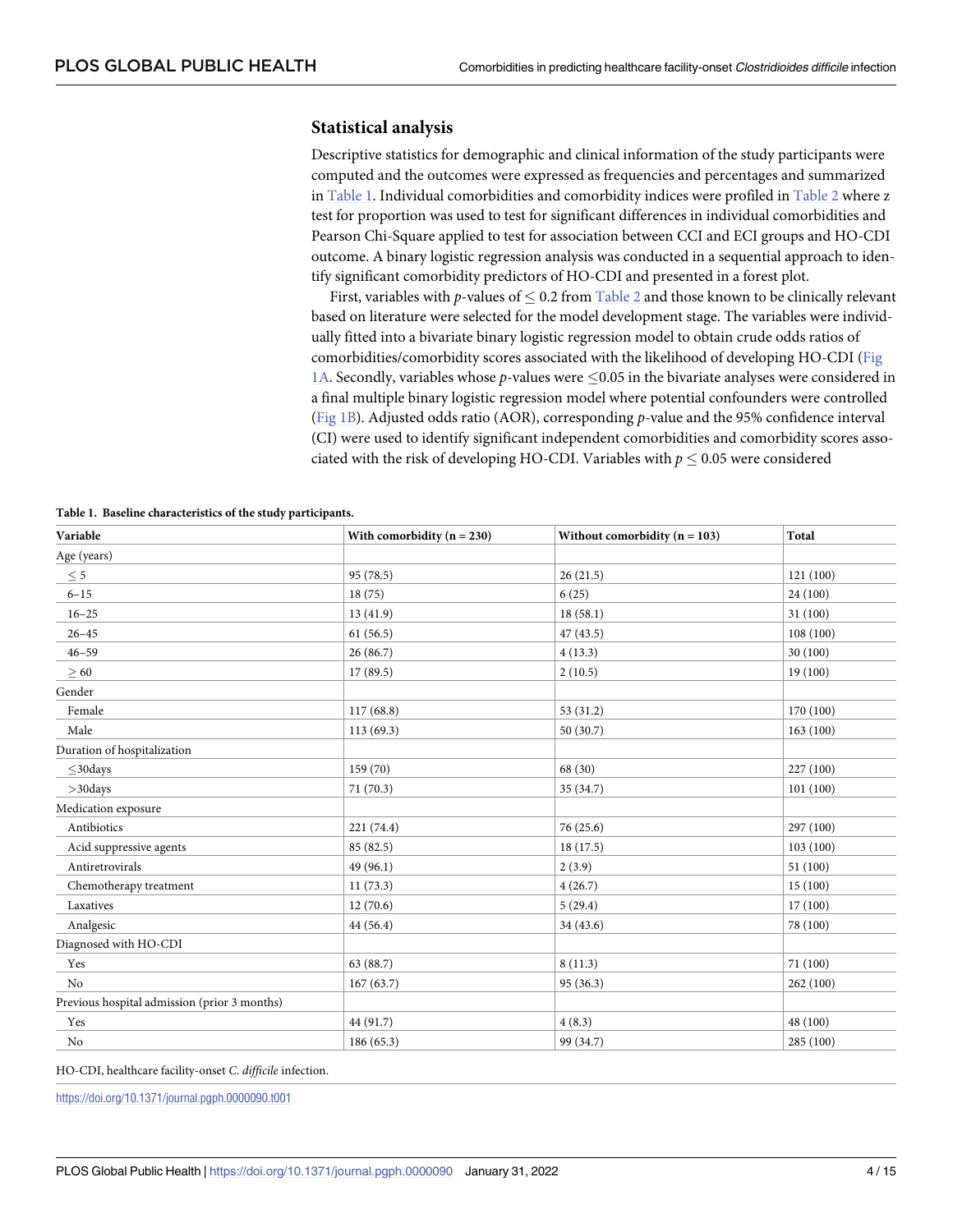## Statistical analysis

Descriptive statistics for demographic and clinical information of the study participants were computed and the outcomes were expressed as frequencies and percentages and summarized in Table 1. Individual comorbidities and comorbidity indices were profiled in Table 2 where z test for proportion was used to test for significant differences in individual comorbidities and Pearson Chi-Square applied to test for association between CCI and ECI groups and HO-CDI outcome. A binary logistic regression analysis was conducted in a sequential approach to identify significant comorbidity predictors of HO-CDI and presented in a forest plot.

First, variables with *p*-values of $\leq 0.2$ from Table 2 and those known to be clinically relevant based on literature were selected for the model development stage. The variables were individually fitted into a bivariate binary logistic regression model to obtain crude odds ratios of comorbidities/comorbidity scores associated with the likelihood of developing HO-CDI (Fig 1A. Secondly, variables whose *p*-values were $\leq 0.05$ in the bivariate analyses were considered in a final multiple binary logistic regression model where potential confounders were controlled (Fig 1B). Adjusted odds ratio (AOR), corresponding *p*-value and the 95% confidence interval (CI) were used to identify significant independent comorbidities and comorbidity scores associated with the risk of developing HO-CDI. Variables with $p \leq 0.05$ were considered

**Table 1. Baseline characteristics of the study participants.**

| Variable | With comorbidity (n = 230) | Without comorbidity (n = 103) | Total |
|---|---|---|---|
| Age (years) | | | |
| ≤ 5 | 95 (78.5) | 26 (21.5) | 121 (100) |
| 6–15 | 18 (75) | 6 (25) | 24 (100) |
| 16–25 | 13 (41.9) | 18 (58.1) | 31 (100) |
| 26–45 | 61 (56.5) | 47 (43.5) | 108 (100) |
| 46–59 | 26 (86.7) | 4 (13.3) | 30 (100) |
| ≥ 60 | 17 (89.5) | 2 (10.5) | 19 (100) |
| Gender | | | |
| Female | 117 (68.8) | 53 (31.2) | 170 (100) |
| Male | 113 (69.3) | 50 (30.7) | 163 (100) |
| Duration of hospitalization | | | |
| ≤30days | 159 (70) | 68 (30) | 227 (100) |
| >30days | 71 (70.3) | 35 (34.7) | 101 (100) |
| Medication exposure | | | |
| Antibiotics | 221 (74.4) | 76 (25.6) | 297 (100) |
| Acid suppressive agents | 85 (82.5) | 18 (17.5) | 103 (100) |
| Antiretrovirals | 49 (96.1) | 2 (3.9) | 51 (100) |
| Chemotherapy treatment | 11 (73.3) | 4 (26.7) | 15 (100) |
| Laxatives | 12 (70.6) | 5 (29.4) | 17 (100) |
| Analgesic | 44 (56.4) | 34 (43.6) | 78 (100) |
| Diagnosed with HO-CDI | | | |
| Yes | 63 (88.7) | 8 (11.3) | 71 (100) |
| No | 167 (63.7) | 95 (36.3) | 262 (100) |
| Previous hospital admission (prior 3 months) | | | |
| Yes | 44 (91.7) | 4 (8.3) | 48 (100) |
| No | 186 (65.3) | 99 (34.7) | 285 (100) |

HO-CDI, healthcare facility-onset *C. difficile* infection.

https://doi.org/10.1371/journal.pgph.0000090.t001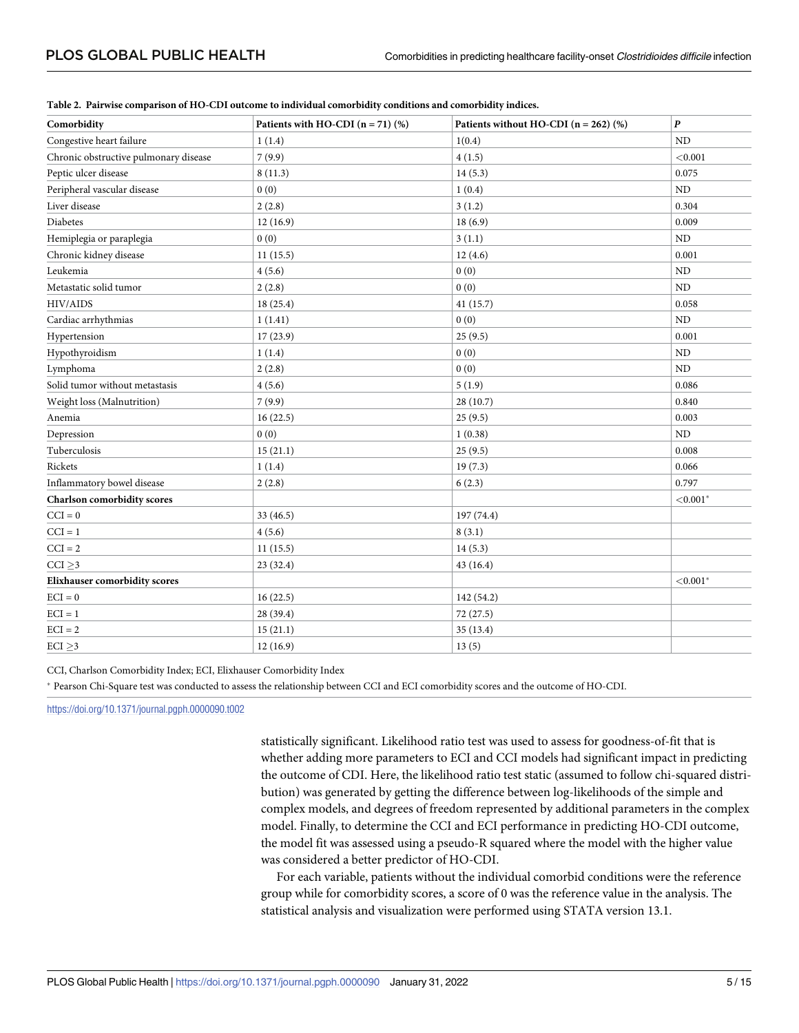**Table 2. Pairwise comparison of HO-CDI outcome to individual comorbidity conditions and comorbidity indices.**

| Comorbidity | Patients with HO-CDI (n = 71) (%) | Patients without HO-CDI (n = 262) (%) | *P* |
|---|---|---|---|
| Congestive heart failure | 1 (1.4) | 1(0.4) | ND |
| Chronic obstructive pulmonary disease | 7 (9.9) | 4 (1.5) | <0.001 |
| Peptic ulcer disease | 8 (11.3) | 14 (5.3) | 0.075 |
| Peripheral vascular disease | 0 (0) | 1 (0.4) | ND |
| Liver disease | 2 (2.8) | 3 (1.2) | 0.304 |
| Diabetes | 12 (16.9) | 18 (6.9) | 0.009 |
| Hemiplegia or paraplegia | 0 (0) | 3 (1.1) | ND |
| Chronic kidney disease | 11 (15.5) | 12 (4.6) | 0.001 |
| Leukemia | 4 (5.6) | 0 (0) | ND |
| Metastatic solid tumor | 2 (2.8) | 0 (0) | ND |
| HIV/AIDS | 18 (25.4) | 41 (15.7) | 0.058 |
| Cardiac arrhythmias | 1 (1.41) | 0 (0) | ND |
| Hypertension | 17 (23.9) | 25 (9.5) | 0.001 |
| Hypothyroidism | 1 (1.4) | 0 (0) | ND |
| Lymphoma | 2 (2.8) | 0 (0) | ND |
| Solid tumor without metastasis | 4 (5.6) | 5 (1.9) | 0.086 |
| Weight loss (Malnutrition) | 7 (9.9) | 28 (10.7) | 0.840 |
| Anemia | 16 (22.5) | 25 (9.5) | 0.003 |
| Depression | 0 (0) | 1 (0.38) | ND |
| Tuberculosis | 15 (21.1) | 25 (9.5) | 0.008 |
| Rickets | 1 (1.4) | 19 (7.3) | 0.066 |
| Inflammatory bowel disease | 2 (2.8) | 6 (2.3) | 0.797 |
| **Charlson comorbidity scores** | | | <0.001* |
| CCI = 0 | 33 (46.5) | 197 (74.4) | |
| CCI = 1 | 4 (5.6) | 8 (3.1) | |
| CCI = 2 | 11 (15.5) | 14 (5.3) | |
| CCI ≥3 | 23 (32.4) | 43 (16.4) | |
| **Elixhauser comorbidity scores** | | | <0.001* |
| ECI = 0 | 16 (22.5) | 142 (54.2) | |
| ECI = 1 | 28 (39.4) | 72 (27.5) | |
| ECI = 2 | 15 (21.1) | 35 (13.4) | |
| ECI ≥3 | 12 (16.9) | 13 (5) | |

CCI, Charlson Comorbidity Index; ECI, Elixhauser Comorbidity Index

* Pearson Chi-Square test was conducted to assess the relationship between CCI and ECI comorbidity scores and the outcome of HO-CDI.

https://doi.org/10.1371/journal.pgph.0000090.t002

statistically significant. Likelihood ratio test was used to assess for goodness-of-fit that is whether adding more parameters to ECI and CCI models had significant impact in predicting the outcome of CDI. Here, the likelihood ratio test static (assumed to follow chi-squared distribution) was generated by getting the difference between log-likelihoods of the simple and complex models, and degrees of freedom represented by additional parameters in the complex model. Finally, to determine the CCI and ECI performance in predicting HO-CDI outcome, the model fit was assessed using a pseudo-R squared where the model with the higher value was considered a better predictor of HO-CDI.

For each variable, patients without the individual comorbid conditions were the reference group while for comorbidity scores, a score of 0 was the reference value in the analysis. The statistical analysis and visualization were performed using STATA version 13.1.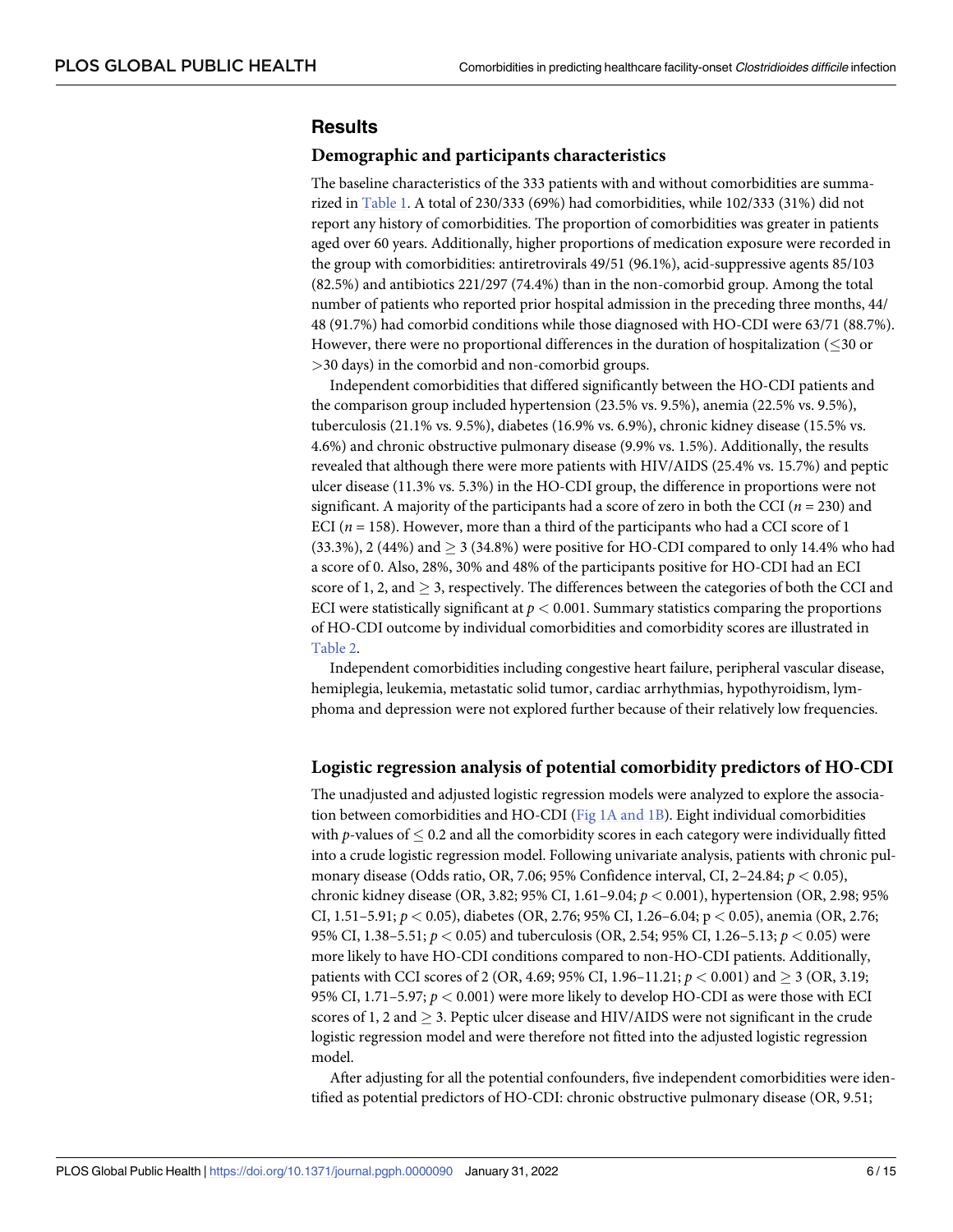## Results

### Demographic and participants characteristics

The baseline characteristics of the 333 patients with and without comorbidities are summarized in Table 1. A total of 230/333 (69%) had comorbidities, while 102/333 (31%) did not report any history of comorbidities. The proportion of comorbidities was greater in patients aged over 60 years. Additionally, higher proportions of medication exposure were recorded in the group with comorbidities: antiretrovirals 49/51 (96.1%), acid-suppressive agents 85/103 (82.5%) and antibiotics 221/297 (74.4%) than in the non-comorbid group. Among the total number of patients who reported prior hospital admission in the preceding three months, 44/48 (91.7%) had comorbid conditions while those diagnosed with HO-CDI were 63/71 (88.7%). However, there were no proportional differences in the duration of hospitalization ($\leq$30 or >30 days) in the comorbid and non-comorbid groups.

Independent comorbidities that differed significantly between the HO-CDI patients and the comparison group included hypertension (23.5% vs. 9.5%), anemia (22.5% vs. 9.5%), tuberculosis (21.1% vs. 9.5%), diabetes (16.9% vs. 6.9%), chronic kidney disease (15.5% vs. 4.6%) and chronic obstructive pulmonary disease (9.9% vs. 1.5%). Additionally, the results revealed that although there were more patients with HIV/AIDS (25.4% vs. 15.7%) and peptic ulcer disease (11.3% vs. 5.3%) in the HO-CDI group, the difference in proportions were not significant. A majority of the participants had a score of zero in both the CCI ($n$ = 230) and ECI ($n$ = 158). However, more than a third of the participants who had a CCI score of 1 (33.3%), 2 (44%) and $\geq$ 3 (34.8%) were positive for HO-CDI compared to only 14.4% who had a score of 0. Also, 28%, 30% and 48% of the participants positive for HO-CDI had an ECI score of 1, 2, and $\geq$ 3, respectively. The differences between the categories of both the CCI and ECI were statistically significant at $p < 0.001$. Summary statistics comparing the proportions of HO-CDI outcome by individual comorbidities and comorbidity scores are illustrated in Table 2.

Independent comorbidities including congestive heart failure, peripheral vascular disease, hemiplegia, leukemia, metastatic solid tumor, cardiac arrhythmias, hypothyroidism, lymphoma and depression were not explored further because of their relatively low frequencies.

### Logistic regression analysis of potential comorbidity predictors of HO-CDI

The unadjusted and adjusted logistic regression models were analyzed to explore the association between comorbidities and HO-CDI (Fig 1A and 1B). Eight individual comorbidities with $p$-values of $\leq$ 0.2 and all the comorbidity scores in each category were individually fitted into a crude logistic regression model. Following univariate analysis, patients with chronic pulmonary disease (Odds ratio, OR, 7.06; 95% Confidence interval, CI, 2–24.84; $p < 0.05$), chronic kidney disease (OR, 3.82; 95% CI, 1.61–9.04; $p < 0.001$), hypertension (OR, 2.98; 95% CI, 1.51–5.91; $p < 0.05$), diabetes (OR, 2.76; 95% CI, 1.26–6.04; $p < 0.05$), anemia (OR, 2.76; 95% CI, 1.38–5.51; $p < 0.05$) and tuberculosis (OR, 2.54; 95% CI, 1.26–5.13; $p < 0.05$) were more likely to have HO-CDI conditions compared to non-HO-CDI patients. Additionally, patients with CCI scores of 2 (OR, 4.69; 95% CI, 1.96–11.21; $p < 0.001$) and $\geq$ 3 (OR, 3.19; 95% CI, 1.71–5.97; $p < 0.001$) were more likely to develop HO-CDI as were those with ECI scores of 1, 2 and $\geq$ 3. Peptic ulcer disease and HIV/AIDS were not significant in the crude logistic regression model and were therefore not fitted into the adjusted logistic regression model.

After adjusting for all the potential confounders, five independent comorbidities were identified as potential predictors of HO-CDI: chronic obstructive pulmonary disease (OR, 9.51;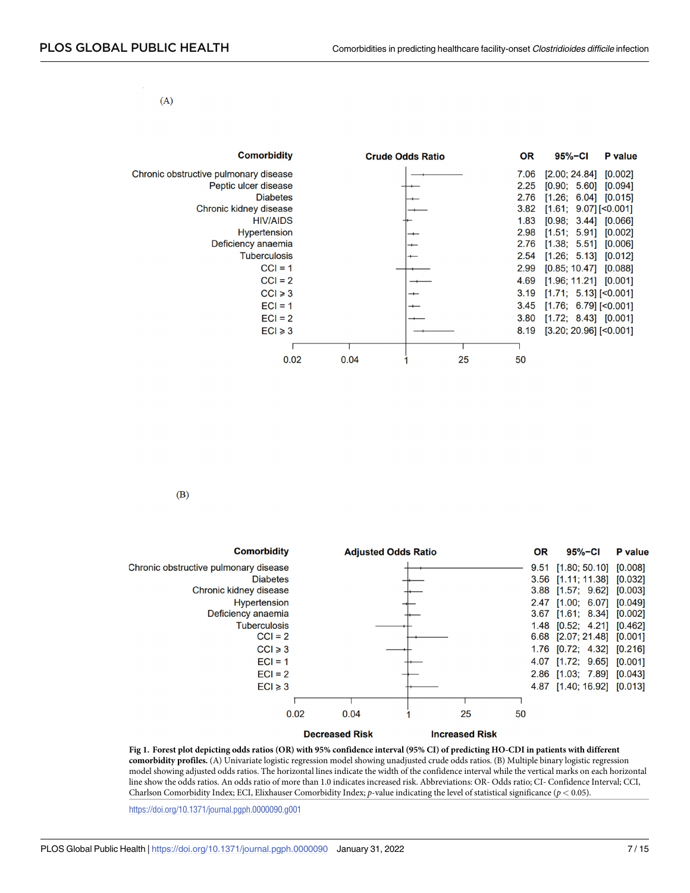(A)

| Comorbidity | OR | 95%−CI | P value |
|---|---|---|---|
| Chronic obstructive pulmonary disease | 7.06 | [2.00; 24.84] | [0.002] |
| Peptic ulcer disease | 2.25 | [0.90; 5.60] | [0.094] |
| Diabetes | 2.76 | [1.26; 6.04] | [0.015] |
| Chronic kidney disease | 3.82 | [1.61; 9.07] | [<0.001] |
| HIV/AIDS | 1.83 | [0.98; 3.44] | [0.066] |
| Hypertension | 2.98 | [1.51; 5.91] | [0.002] |
| Deficiency anaemia | 2.76 | [1.38; 5.51] | [0.006] |
| Tuberculosis | 2.54 | [1.26; 5.13] | [0.012] |
| CCI = 1 | 2.99 | [0.85; 10.47] | [0.088] |
| CCI = 2 | 4.69 | [1.96; 11.21] | [0.001] |
| CCI ⩾ 3 | 3.19 | [1.71; 5.13] | [<0.001] |
| ECI = 1 | 3.45 | [1.76; 6.79] | [<0.001] |
| ECI = 2 | 3.80 | [1.72; 8.43] | [0.001] |
| ECI ⩾ 3 | 8.19 | [3.20; 20.96] | [<0.001] |

(B)

| Comorbidity | OR | 95%−CI | P value |
|---|---|---|---|
| Chronic obstructive pulmonary disease | 9.51 | [1.80; 50.10] | [0.008] |
| Diabetes | 3.56 | [1.11; 11.38] | [0.032] |
| Chronic kidney disease | 3.88 | [1.57; 9.62] | [0.003] |
| Hypertension | 2.47 | [1.00; 6.07] | [0.049] |
| Deficiency anaemia | 3.67 | [1.61; 8.34] | [0.002] |
| Tuberculosis | 1.48 | [0.52; 4.21] | [0.462] |
| CCI = 2 | 6.68 | [2.07; 21.48] | [0.001] |
| CCI ⩾ 3 | 1.76 | [0.72; 4.32] | [0.216] |
| ECI = 1 | 4.07 | [1.72; 9.65] | [0.001] |
| ECI = 2 | 2.86 | [1.03; 7.89] | [0.043] |
| ECI ⩾ 3 | 4.87 | [1.40; 16.92] | [0.013] |

**Fig 1. Forest plot depicting odds ratios (OR) with 95% confidence interval (95% CI) of predicting HO-CDI in patients with different comorbidity profiles.** (A) Univariate logistic regression model showing unadjusted crude odds ratios. (B) Multiple binary logistic regression model showing adjusted odds ratios. The horizontal lines indicate the width of the confidence interval while the vertical marks on each horizontal line show the odds ratios. An odds ratio of more than 1.0 indicates increased risk. Abbreviations: OR- Odds ratio; CI- Confidence Interval; CCI, Charlson Comorbidity Index; ECI, Elixhauser Comorbidity Index; *p*-value indicating the level of statistical significance ($p < 0.05$).

https://doi.org/10.1371/journal.pgph.0000090.g001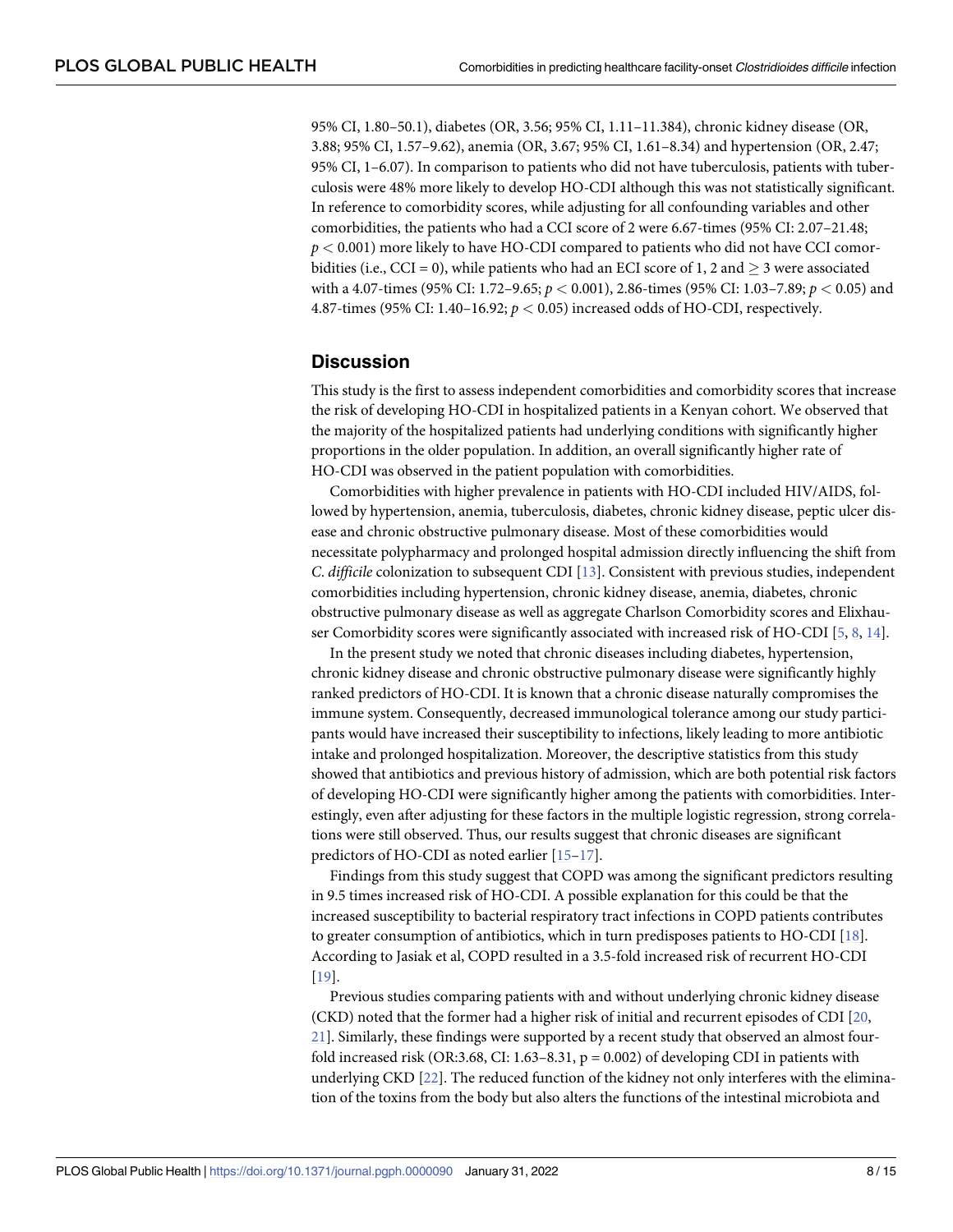95% CI, 1.80–50.1), diabetes (OR, 3.56; 95% CI, 1.11–11.384), chronic kidney disease (OR, 3.88; 95% CI, 1.57–9.62), anemia (OR, 3.67; 95% CI, 1.61–8.34) and hypertension (OR, 2.47; 95% CI, 1–6.07). In comparison to patients who did not have tuberculosis, patients with tuberculosis were 48% more likely to develop HO-CDI although this was not statistically significant. In reference to comorbidity scores, while adjusting for all confounding variables and other comorbidities, the patients who had a CCI score of 2 were 6.67-times (95% CI: 2.07–21.48; $p < 0.001$) more likely to have HO-CDI compared to patients who did not have CCI comorbidities (i.e., CCI = 0), while patients who had an ECI score of 1, 2 and $\geq 3$ were associated with a 4.07-times (95% CI: 1.72–9.65; $p < 0.001$), 2.86-times (95% CI: 1.03–7.89; $p < 0.05$) and 4.87-times (95% CI: 1.40–16.92; $p < 0.05$) increased odds of HO-CDI, respectively.

## Discussion

This study is the first to assess independent comorbidities and comorbidity scores that increase the risk of developing HO-CDI in hospitalized patients in a Kenyan cohort. We observed that the majority of the hospitalized patients had underlying conditions with significantly higher proportions in the older population. In addition, an overall significantly higher rate of HO-CDI was observed in the patient population with comorbidities.

Comorbidities with higher prevalence in patients with HO-CDI included HIV/AIDS, followed by hypertension, anemia, tuberculosis, diabetes, chronic kidney disease, peptic ulcer disease and chronic obstructive pulmonary disease. Most of these comorbidities would necessitate polypharmacy and prolonged hospital admission directly influencing the shift from *C. difficile* colonization to subsequent CDI [13]. Consistent with previous studies, independent comorbidities including hypertension, chronic kidney disease, anemia, diabetes, chronic obstructive pulmonary disease as well as aggregate Charlson Comorbidity scores and Elixhauser Comorbidity scores were significantly associated with increased risk of HO-CDI [5, 8, 14].

In the present study we noted that chronic diseases including diabetes, hypertension, chronic kidney disease and chronic obstructive pulmonary disease were significantly highly ranked predictors of HO-CDI. It is known that a chronic disease naturally compromises the immune system. Consequently, decreased immunological tolerance among our study participants would have increased their susceptibility to infections, likely leading to more antibiotic intake and prolonged hospitalization. Moreover, the descriptive statistics from this study showed that antibiotics and previous history of admission, which are both potential risk factors of developing HO-CDI were significantly higher among the patients with comorbidities. Interestingly, even after adjusting for these factors in the multiple logistic regression, strong correlations were still observed. Thus, our results suggest that chronic diseases are significant predictors of HO-CDI as noted earlier [15–17].

Findings from this study suggest that COPD was among the significant predictors resulting in 9.5 times increased risk of HO-CDI. A possible explanation for this could be that the increased susceptibility to bacterial respiratory tract infections in COPD patients contributes to greater consumption of antibiotics, which in turn predisposes patients to HO-CDI [18]. According to Jasiak et al, COPD resulted in a 3.5-fold increased risk of recurrent HO-CDI [19].

Previous studies comparing patients with and without underlying chronic kidney disease (CKD) noted that the former had a higher risk of initial and recurrent episodes of CDI [20, 21]. Similarly, these findings were supported by a recent study that observed an almost four-fold increased risk (OR:3.68, CI: 1.63–8.31, p = 0.002) of developing CDI in patients with underlying CKD [22]. The reduced function of the kidney not only interferes with the elimination of the toxins from the body but also alters the functions of the intestinal microbiota and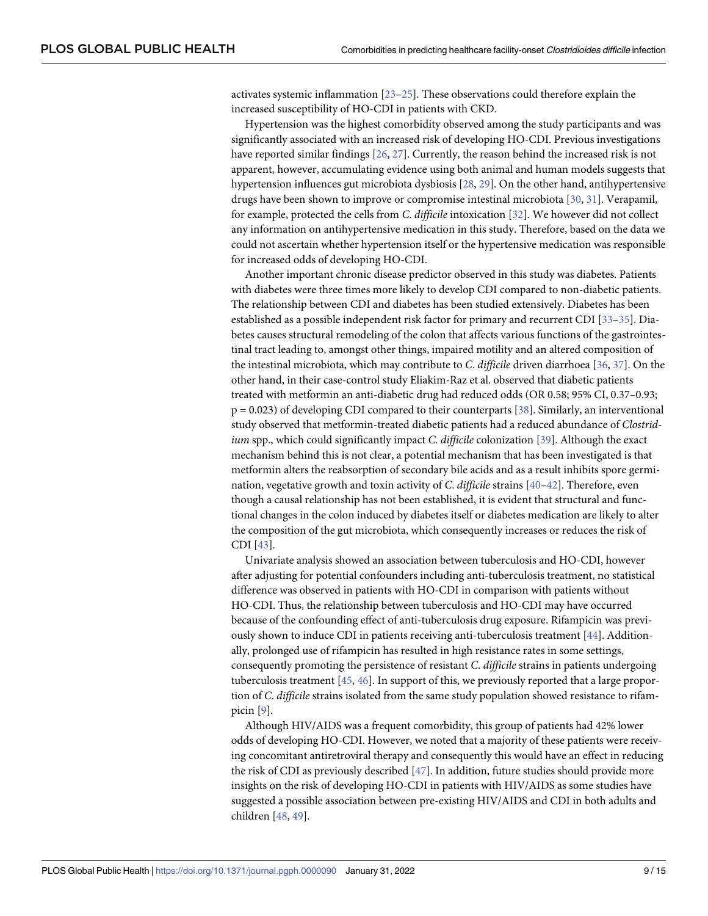activates systemic inflammation [23–25]. These observations could therefore explain the increased susceptibility of HO-CDI in patients with CKD.

Hypertension was the highest comorbidity observed among the study participants and was significantly associated with an increased risk of developing HO-CDI. Previous investigations have reported similar findings [26, 27]. Currently, the reason behind the increased risk is not apparent, however, accumulating evidence using both animal and human models suggests that hypertension influences gut microbiota dysbiosis [28, 29]. On the other hand, antihypertensive drugs have been shown to improve or compromise intestinal microbiota [30, 31]. Verapamil, for example, protected the cells from *C. difficile* intoxication [32]. We however did not collect any information on antihypertensive medication in this study. Therefore, based on the data we could not ascertain whether hypertension itself or the hypertensive medication was responsible for increased odds of developing HO-CDI.

Another important chronic disease predictor observed in this study was diabetes. Patients with diabetes were three times more likely to develop CDI compared to non-diabetic patients. The relationship between CDI and diabetes has been studied extensively. Diabetes has been established as a possible independent risk factor for primary and recurrent CDI [33–35]. Diabetes causes structural remodeling of the colon that affects various functions of the gastrointestinal tract leading to, amongst other things, impaired motility and an altered composition of the intestinal microbiota, which may contribute to *C. difficile* driven diarrhoea [36, 37]. On the other hand, in their case-control study Eliakim-Raz et al. observed that diabetic patients treated with metformin an anti-diabetic drug had reduced odds (OR 0.58; 95% CI, 0.37–0.93; $p = 0.023$) of developing CDI compared to their counterparts [38]. Similarly, an interventional study observed that metformin-treated diabetic patients had a reduced abundance of *Clostridium* spp., which could significantly impact *C. difficile* colonization [39]. Although the exact mechanism behind this is not clear, a potential mechanism that has been investigated is that metformin alters the reabsorption of secondary bile acids and as a result inhibits spore germination, vegetative growth and toxin activity of *C. difficile* strains [40–42]. Therefore, even though a causal relationship has not been established, it is evident that structural and functional changes in the colon induced by diabetes itself or diabetes medication are likely to alter the composition of the gut microbiota, which consequently increases or reduces the risk of CDI [43].

Univariate analysis showed an association between tuberculosis and HO-CDI, however after adjusting for potential confounders including anti-tuberculosis treatment, no statistical difference was observed in patients with HO-CDI in comparison with patients without HO-CDI. Thus, the relationship between tuberculosis and HO-CDI may have occurred because of the confounding effect of anti-tuberculosis drug exposure. Rifampicin was previously shown to induce CDI in patients receiving anti-tuberculosis treatment [44]. Additionally, prolonged use of rifampicin has resulted in high resistance rates in some settings, consequently promoting the persistence of resistant *C. difficile* strains in patients undergoing tuberculosis treatment [45, 46]. In support of this, we previously reported that a large proportion of *C. difficile* strains isolated from the same study population showed resistance to rifampicin [9].

Although HIV/AIDS was a frequent comorbidity, this group of patients had 42% lower odds of developing HO-CDI. However, we noted that a majority of these patients were receiving concomitant antiretroviral therapy and consequently this would have an effect in reducing the risk of CDI as previously described [47]. In addition, future studies should provide more insights on the risk of developing HO-CDI in patients with HIV/AIDS as some studies have suggested a possible association between pre-existing HIV/AIDS and CDI in both adults and children [48, 49].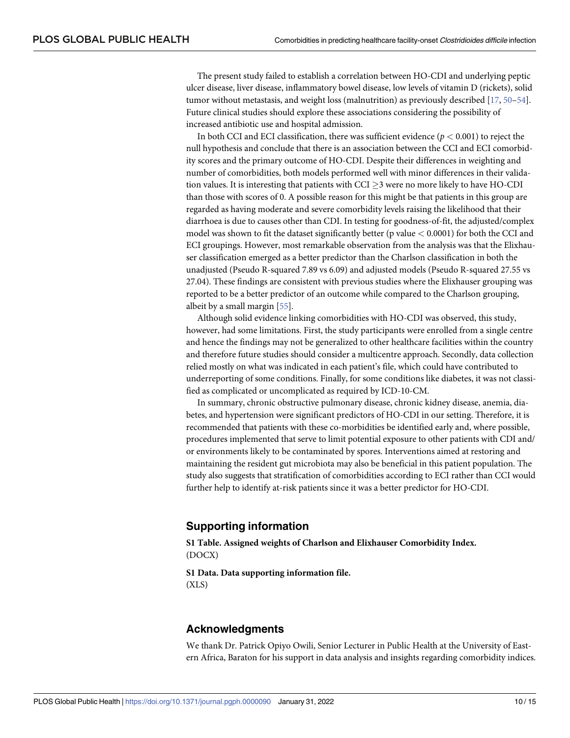The present study failed to establish a correlation between HO-CDI and underlying peptic ulcer disease, liver disease, inflammatory bowel disease, low levels of vitamin D (rickets), solid tumor without metastasis, and weight loss (malnutrition) as previously described [17, 50–54]. Future clinical studies should explore these associations considering the possibility of increased antibiotic use and hospital admission.

In both CCI and ECI classification, there was sufficient evidence ($p < 0.001$) to reject the null hypothesis and conclude that there is an association between the CCI and ECI comorbidity scores and the primary outcome of HO-CDI. Despite their differences in weighting and number of comorbidities, both models performed well with minor differences in their validation values. It is interesting that patients with CCI $\geq$3 were no more likely to have HO-CDI than those with scores of 0. A possible reason for this might be that patients in this group are regarded as having moderate and severe comorbidity levels raising the likelihood that their diarrhoea is due to causes other than CDI. In testing for goodness-of-fit, the adjusted/complex model was shown to fit the dataset significantly better (p value $< 0.0001$) for both the CCI and ECI groupings. However, most remarkable observation from the analysis was that the Elixhauser classification emerged as a better predictor than the Charlson classification in both the unadjusted (Pseudo R-squared 7.89 vs 6.09) and adjusted models (Pseudo R-squared 27.55 vs 27.04). These findings are consistent with previous studies where the Elixhauser grouping was reported to be a better predictor of an outcome while compared to the Charlson grouping, albeit by a small margin [55].

Although solid evidence linking comorbidities with HO-CDI was observed, this study, however, had some limitations. First, the study participants were enrolled from a single centre and hence the findings may not be generalized to other healthcare facilities within the country and therefore future studies should consider a multicentre approach. Secondly, data collection relied mostly on what was indicated in each patient's file, which could have contributed to underreporting of some conditions. Finally, for some conditions like diabetes, it was not classified as complicated or uncomplicated as required by ICD-10-CM.

In summary, chronic obstructive pulmonary disease, chronic kidney disease, anemia, diabetes, and hypertension were significant predictors of HO-CDI in our setting. Therefore, it is recommended that patients with these co-morbidities be identified early and, where possible, procedures implemented that serve to limit potential exposure to other patients with CDI and/or environments likely to be contaminated by spores. Interventions aimed at restoring and maintaining the resident gut microbiota may also be beneficial in this patient population. The study also suggests that stratification of comorbidities according to ECI rather than CCI would further help to identify at-risk patients since it was a better predictor for HO-CDI.

## Supporting information

**S1 Table. Assigned weights of Charlson and Elixhauser Comorbidity Index.**
(DOCX)

**S1 Data. Data supporting information file.**
(XLS)

## Acknowledgments

We thank Dr. Patrick Opiyo Owili, Senior Lecturer in Public Health at the University of Eastern Africa, Baraton for his support in data analysis and insights regarding comorbidity indices.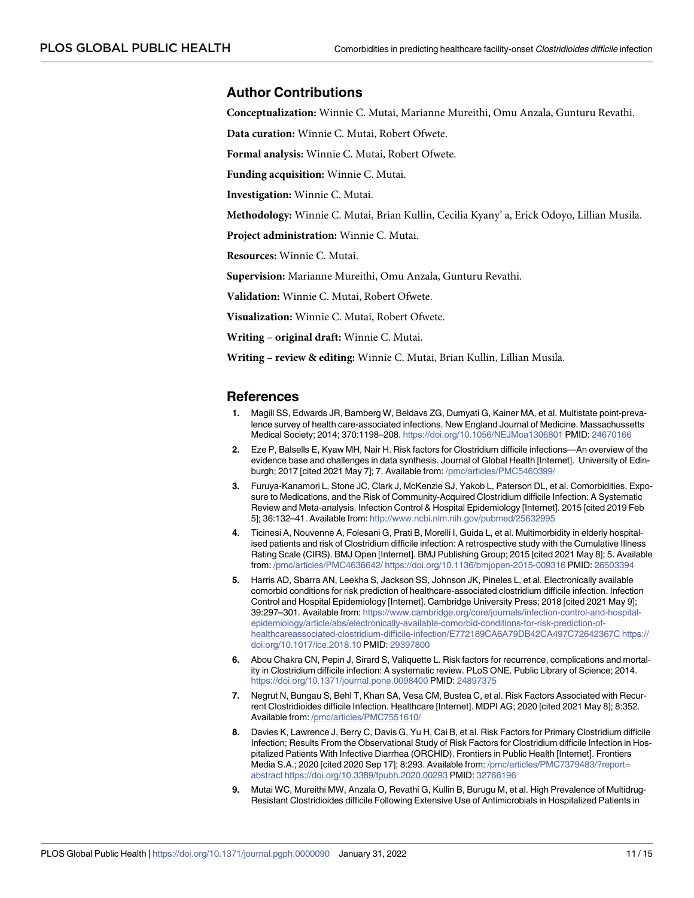## Author Contributions

**Conceptualization:** Winnie C. Mutai, Marianne Mureithi, Omu Anzala, Gunturu Revathi.

**Data curation:** Winnie C. Mutai, Robert Ofwete.

**Formal analysis:** Winnie C. Mutai, Robert Ofwete.

**Funding acquisition:** Winnie C. Mutai.

**Investigation:** Winnie C. Mutai.

**Methodology:** Winnie C. Mutai, Brian Kullin, Cecilia Kyany' a, Erick Odoyo, Lillian Musila.

**Project administration:** Winnie C. Mutai.

**Resources:** Winnie C. Mutai.

**Supervision:** Marianne Mureithi, Omu Anzala, Gunturu Revathi.

**Validation:** Winnie C. Mutai, Robert Ofwete.

**Visualization:** Winnie C. Mutai, Robert Ofwete.

**Writing – original draft:** Winnie C. Mutai.

**Writing – review & editing:** Winnie C. Mutai, Brian Kullin, Lillian Musila.

## References

1. Magill SS, Edwards JR, Bamberg W, Beldavs ZG, Dumyati G, Kainer MA, et al. Multistate point-prevalence survey of health care-associated infections. New England Journal of Medicine. Massachussetts Medical Society; 2014; 370:1198–208. https://doi.org/10.1056/NEJMoa1306801 PMID: 24670166
2. Eze P, Balsells E, Kyaw MH, Nair H. Risk factors for Clostridium difficile infections—An overview of the evidence base and challenges in data synthesis. Journal of Global Health [Internet]. University of Edinburgh; 2017 [cited 2021 May 7]; 7. Available from: /pmc/articles/PMC5460399/
3. Furuya-Kanamori L, Stone JC, Clark J, McKenzie SJ, Yakob L, Paterson DL, et al. Comorbidities, Exposure to Medications, and the Risk of Community-Acquired Clostridium difficile Infection: A Systematic Review and Meta-analysis. Infection Control & Hospital Epidemiology [Internet]. 2015 [cited 2019 Feb 5]; 36:132–41. Available from: http://www.ncbi.nlm.nih.gov/pubmed/25632995
4. Ticinesi A, Nouvenne A, Folesani G, Prati B, Morelli I, Guida L, et al. Multimorbidity in elderly hospitalised patients and risk of Clostridium difficile infection: A retrospective study with the Cumulative Illness Rating Scale (CIRS). BMJ Open [Internet]. BMJ Publishing Group; 2015 [cited 2021 May 8]; 5. Available from: /pmc/articles/PMC4636642/ https://doi.org/10.1136/bmjopen-2015-009316 PMID: 26503394
5. Harris AD, Sbarra AN, Leekha S, Jackson SS, Johnson JK, Pineles L, et al. Electronically available comorbid conditions for risk prediction of healthcare-associated clostridium difficile infection. Infection Control and Hospital Epidemiology [Internet]. Cambridge University Press; 2018 [cited 2021 May 9]; 39:297–301. Available from: https://www.cambridge.org/core/journals/infection-control-and-hospital-epidemiology/article/abs/electronically-available-comorbid-conditions-for-risk-prediction-of-healthcareassociated-clostridium-difficile-infection/E772189CA6A79DB42CA497C72642367C https://doi.org/10.1017/ice.2018.10 PMID: 29397800
6. Abou Chakra CN, Pepin J, Sirard S, Valiquette L. Risk factors for recurrence, complications and mortality in Clostridium difficile infection: A systematic review. PLoS ONE. Public Library of Science; 2014. https://doi.org/10.1371/journal.pone.0098400 PMID: 24897375
7. Negrut N, Bungau S, Behl T, Khan SA, Vesa CM, Bustea C, et al. Risk Factors Associated with Recurrent Clostridioides difficile Infection. Healthcare [Internet]. MDPI AG; 2020 [cited 2021 May 8]; 8:352. Available from: /pmc/articles/PMC7551610/
8. Davies K, Lawrence J, Berry C, Davis G, Yu H, Cai B, et al. Risk Factors for Primary Clostridium difficile Infection; Results From the Observational Study of Risk Factors for Clostridium difficile Infection in Hospitalized Patients With Infective Diarrhea (ORCHID). Frontiers in Public Health [Internet]. Frontiers Media S.A.; 2020 [cited 2020 Sep 17]; 8:293. Available from: /pmc/articles/PMC7379483/?report=abstract https://doi.org/10.3389/fpubh.2020.00293 PMID: 32766196
9. Mutai WC, Mureithi MW, Anzala O, Revathi G, Kullin B, Burugu M, et al. High Prevalence of Multidrug-Resistant Clostridioides difficile Following Extensive Use of Antimicrobials in Hospitalized Patients in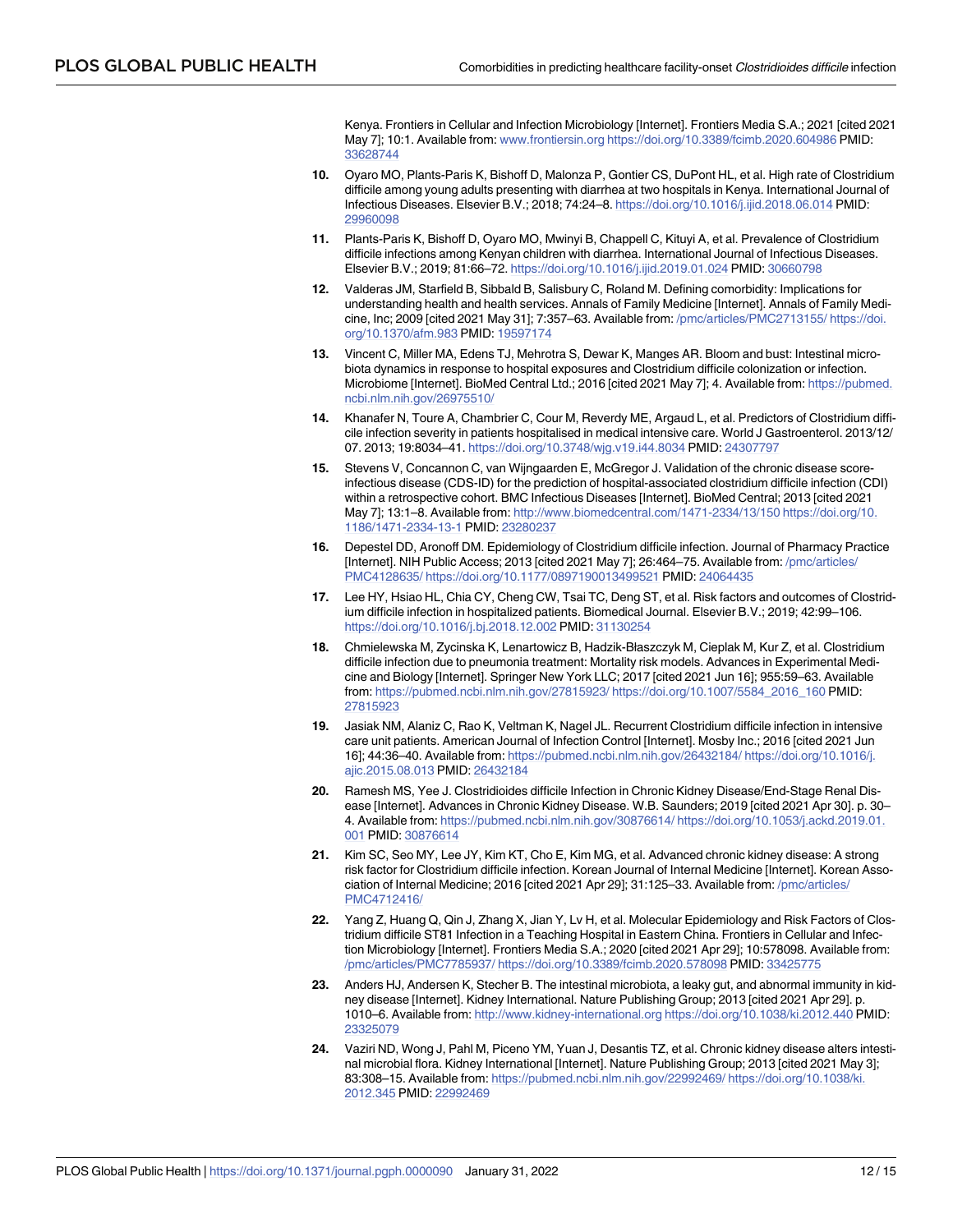Kenya. Frontiers in Cellular and Infection Microbiology [Internet]. Frontiers Media S.A.; 2021 [cited 2021 May 7]; 10:1. Available from: www.frontiersin.org https://doi.org/10.3389/fcimb.2020.604986 PMID: 33628744

10. Oyaro MO, Plants-Paris K, Bishoff D, Malonza P, Gontier CS, DuPont HL, et al. High rate of Clostridium difficile among young adults presenting with diarrhea at two hospitals in Kenya. International Journal of Infectious Diseases. Elsevier B.V.; 2018; 74:24–8. https://doi.org/10.1016/j.ijid.2018.06.014 PMID: 29960098

11. Plants-Paris K, Bishoff D, Oyaro MO, Mwinyi B, Chappell C, Kituyi A, et al. Prevalence of Clostridium difficile infections among Kenyan children with diarrhea. International Journal of Infectious Diseases. Elsevier B.V.; 2019; 81:66–72. https://doi.org/10.1016/j.ijid.2019.01.024 PMID: 30660798

12. Valderas JM, Starfield B, Sibbald B, Salisbury C, Roland M. Defining comorbidity: Implications for understanding health and health services. Annals of Family Medicine [Internet]. Annals of Family Medicine, Inc; 2009 [cited 2021 May 31]; 7:357–63. Available from: /pmc/articles/PMC2713155/ https://doi.org/10.1370/afm.983 PMID: 19597174

13. Vincent C, Miller MA, Edens TJ, Mehrotra S, Dewar K, Manges AR. Bloom and bust: Intestinal microbiota dynamics in response to hospital exposures and Clostridium difficile colonization or infection. Microbiome [Internet]. BioMed Central Ltd.; 2016 [cited 2021 May 7]; 4. Available from: https://pubmed.ncbi.nlm.nih.gov/26975510/

14. Khanafer N, Toure A, Chambrier C, Cour M, Reverdy ME, Argaud L, et al. Predictors of Clostridium difficile infection severity in patients hospitalised in medical intensive care. World J Gastroenterol. 2013/12/07. 2013; 19:8034–41. https://doi.org/10.3748/wjg.v19.i44.8034 PMID: 24307797

15. Stevens V, Concannon C, van Wijngaarden E, McGregor J. Validation of the chronic disease score-infectious disease (CDS-ID) for the prediction of hospital-associated clostridium difficile infection (CDI) within a retrospective cohort. BMC Infectious Diseases [Internet]. BioMed Central; 2013 [cited 2021 May 7]; 13:1–8. Available from: http://www.biomedcentral.com/1471-2334/13/150 https://doi.org/10.1186/1471-2334-13-1 PMID: 23280237

16. Depestel DD, Aronoff DM. Epidemiology of Clostridium difficile infection. Journal of Pharmacy Practice [Internet]. NIH Public Access; 2013 [cited 2021 May 7]; 26:464–75. Available from: /pmc/articles/PMC4128635/ https://doi.org/10.1177/0897190013499521 PMID: 24064435

17. Lee HY, Hsiao HL, Chia CY, Cheng CW, Tsai TC, Deng ST, et al. Risk factors and outcomes of Clostridium difficile infection in hospitalized patients. Biomedical Journal. Elsevier B.V.; 2019; 42:99–106. https://doi.org/10.1016/j.bj.2018.12.002 PMID: 31130254

18. Chmielewska M, Zycinska K, Lenartowicz B, Hadzik-Błaszczyk M, Cieplak M, Kur Z, et al. Clostridium difficile infection due to pneumonia treatment: Mortality risk models. Advances in Experimental Medicine and Biology [Internet]. Springer New York LLC; 2017 [cited 2021 Jun 16]; 955:59–63. Available from: https://pubmed.ncbi.nlm.nih.gov/27815923/ https://doi.org/10.1007/5584_2016_160 PMID: 27815923

19. Jasiak NM, Alaniz C, Rao K, Veltman K, Nagel JL. Recurrent Clostridium difficile infection in intensive care unit patients. American Journal of Infection Control [Internet]. Mosby Inc.; 2016 [cited 2021 Jun 16]; 44:36–40. Available from: https://pubmed.ncbi.nlm.nih.gov/26432184/ https://doi.org/10.1016/j.ajic.2015.08.013 PMID: 26432184

20. Ramesh MS, Yee J. Clostridioides difficile Infection in Chronic Kidney Disease/End-Stage Renal Disease [Internet]. Advances in Chronic Kidney Disease. W.B. Saunders; 2019 [cited 2021 Apr 30]. p. 30–4. Available from: https://pubmed.ncbi.nlm.nih.gov/30876614/ https://doi.org/10.1053/j.ackd.2019.01.001 PMID: 30876614

21. Kim SC, Seo MY, Lee JY, Kim KT, Cho E, Kim MG, et al. Advanced chronic kidney disease: A strong risk factor for Clostridium difficile infection. Korean Journal of Internal Medicine [Internet]. Korean Association of Internal Medicine; 2016 [cited 2021 Apr 29]; 31:125–33. Available from: /pmc/articles/PMC4712416/

22. Yang Z, Huang Q, Qin J, Zhang X, Jian Y, Lv H, et al. Molecular Epidemiology and Risk Factors of Clostridium difficile ST81 Infection in a Teaching Hospital in Eastern China. Frontiers in Cellular and Infection Microbiology [Internet]. Frontiers Media S.A.; 2020 [cited 2021 Apr 29]; 10:578098. Available from: /pmc/articles/PMC7785937/ https://doi.org/10.3389/fcimb.2020.578098 PMID: 33425775

23. Anders HJ, Andersen K, Stecher B. The intestinal microbiota, a leaky gut, and abnormal immunity in kidney disease [Internet]. Kidney International. Nature Publishing Group; 2013 [cited 2021 Apr 29]. p. 1010–6. Available from: http://www.kidney-international.org https://doi.org/10.1038/ki.2012.440 PMID: 23325079

24. Vaziri ND, Wong J, Pahl M, Piceno YM, Yuan J, Desantis TZ, et al. Chronic kidney disease alters intestinal microbial flora. Kidney International [Internet]. Nature Publishing Group; 2013 [cited 2021 May 3]; 83:308–15. Available from: https://pubmed.ncbi.nlm.nih.gov/22992469/ https://doi.org/10.1038/ki.2012.345 PMID: 22992469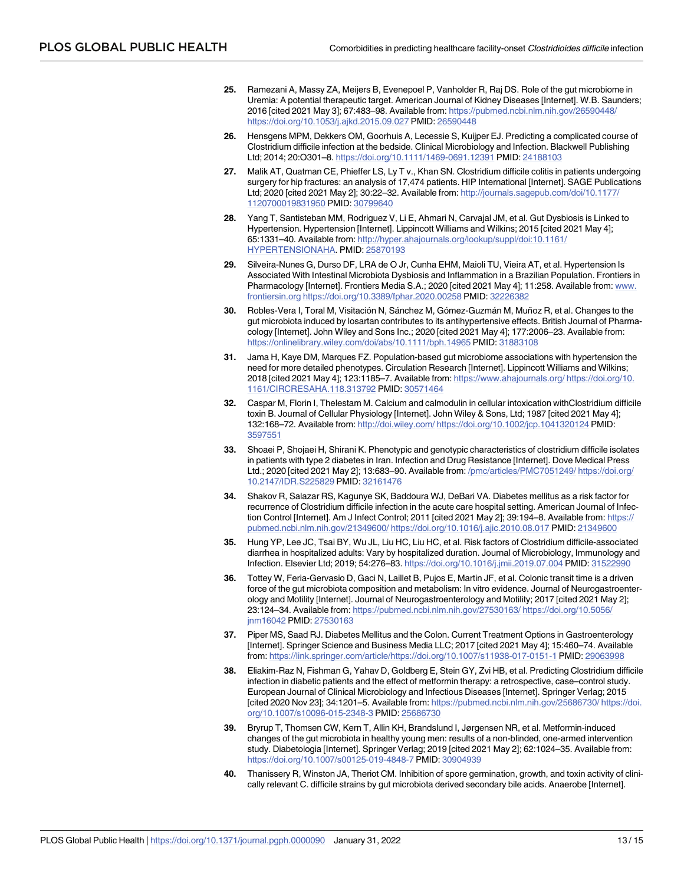25. Ramezani A, Massy ZA, Meijers B, Evenepoel P, Vanholder R, Raj DS. Role of the gut microbiome in Uremia: A potential therapeutic target. American Journal of Kidney Diseases [Internet]. W.B. Saunders; 2016 [cited 2021 May 3]; 67:483–98. Available from: https://pubmed.ncbi.nlm.nih.gov/26590448/ https://doi.org/10.1053/j.ajkd.2015.09.027 PMID: 26590448

26. Hensgens MPM, Dekkers OM, Goorhuis A, Lecessie S, Kuijper EJ. Predicting a complicated course of Clostridium difficile infection at the bedside. Clinical Microbiology and Infection. Blackwell Publishing Ltd; 2014; 20:O301–8. https://doi.org/10.1111/1469-0691.12391 PMID: 24188103

27. Malik AT, Quatman CE, Phieffer LS, Ly T v., Khan SN. Clostridium difficile colitis in patients undergoing surgery for hip fractures: an analysis of 17,474 patients. HIP International [Internet]. SAGE Publications Ltd; 2020 [cited 2021 May 2]; 30:22–32. Available from: http://journals.sagepub.com/doi/10.1177/1120700019831950 PMID: 30799640

28. Yang T, Santisteban MM, Rodriguez V, Li E, Ahmari N, Carvajal JM, et al. Gut Dysbiosis is Linked to Hypertension. Hypertension [Internet]. Lippincott Williams and Wilkins; 2015 [cited 2021 May 4]; 65:1331–40. Available from: http://hyper.ahajournals.org/lookup/suppl/doi:10.1161/HYPERTENSIONAHA. PMID: 25870193

29. Silveira-Nunes G, Durso DF, LRA de O Jr, Cunha EHM, Maioli TU, Vieira AT, et al. Hypertension Is Associated With Intestinal Microbiota Dysbiosis and Inflammation in a Brazilian Population. Frontiers in Pharmacology [Internet]. Frontiers Media S.A.; 2020 [cited 2021 May 4]; 11:258. Available from: www.frontiersin.org https://doi.org/10.3389/fphar.2020.00258 PMID: 32226382

30. Robles-Vera I, Toral M, Visitación N, Sánchez M, Gómez-Guzmán M, Muñoz R, et al. Changes to the gut microbiota induced by losartan contributes to its antihypertensive effects. British Journal of Pharmacology [Internet]. John Wiley and Sons Inc.; 2020 [cited 2021 May 4]; 177:2006–23. Available from: https://onlinelibrary.wiley.com/doi/abs/10.1111/bph.14965 PMID: 31883108

31. Jama H, Kaye DM, Marques FZ. Population-based gut microbiome associations with hypertension the need for more detailed phenotypes. Circulation Research [Internet]. Lippincott Williams and Wilkins; 2018 [cited 2021 May 4]; 123:1185–7. Available from: https://www.ahajournals.org/ https://doi.org/10.1161/CIRCRESAHA.118.313792 PMID: 30571464

32. Caspar M, Florin I, Thelestam M. Calcium and calmodulin in cellular intoxication withClostridium difficile toxin B. Journal of Cellular Physiology [Internet]. John Wiley & Sons, Ltd; 1987 [cited 2021 May 4]; 132:168–72. Available from: http://doi.wiley.com/ https://doi.org/10.1002/jcp.1041320124 PMID: 3597551

33. Shoaei P, Shojaei H, Shirani K. Phenotypic and genotypic characteristics of clostridium difficile isolates in patients with type 2 diabetes in Iran. Infection and Drug Resistance [Internet]. Dove Medical Press Ltd.; 2020 [cited 2021 May 2]; 13:683–90. Available from: /pmc/articles/PMC7051249/ https://doi.org/10.2147/IDR.S225829 PMID: 32161476

34. Shakov R, Salazar RS, Kagunye SK, Baddoura WJ, DeBari VA. Diabetes mellitus as a risk factor for recurrence of Clostridium difficile infection in the acute care hospital setting. American Journal of Infection Control [Internet]. Am J Infect Control; 2011 [cited 2021 May 2]; 39:194–8. Available from: https://pubmed.ncbi.nlm.nih.gov/21349600/ https://doi.org/10.1016/j.ajic.2010.08.017 PMID: 21349600

35. Hung YP, Lee JC, Tsai BY, Wu JL, Liu HC, Liu HC, et al. Risk factors of Clostridium difficile-associated diarrhea in hospitalized adults: Vary by hospitalized duration. Journal of Microbiology, Immunology and Infection. Elsevier Ltd; 2019; 54:276–83. https://doi.org/10.1016/j.jmii.2019.07.004 PMID: 31522990

36. Tottey W, Feria-Gervasio D, Gaci N, Laillet B, Pujos E, Martin JF, et al. Colonic transit time is a driven force of the gut microbiota composition and metabolism: In vitro evidence. Journal of Neurogastroenterology and Motility [Internet]. Journal of Neurogastroenterology and Motility; 2017 [cited 2021 May 2]; 23:124–34. Available from: https://pubmed.ncbi.nlm.nih.gov/27530163/ https://doi.org/10.5056/jnm16042 PMID: 27530163

37. Piper MS, Saad RJ. Diabetes Mellitus and the Colon. Current Treatment Options in Gastroenterology [Internet]. Springer Science and Business Media LLC; 2017 [cited 2021 May 4]; 15:460–74. Available from: https://link.springer.com/article/https://doi.org/10.1007/s11938-017-0151-1 PMID: 29063998

38. Eliakim-Raz N, Fishman G, Yahav D, Goldberg E, Stein GY, Zvi HB, et al. Predicting Clostridium difficile infection in diabetic patients and the effect of metformin therapy: a retrospective, case–control study. European Journal of Clinical Microbiology and Infectious Diseases [Internet]. Springer Verlag; 2015 [cited 2020 Nov 23]; 34:1201–5. Available from: https://pubmed.ncbi.nlm.nih.gov/25686730/ https://doi.org/10.1007/s10096-015-2348-3 PMID: 25686730

39. Bryrup T, Thomsen CW, Kern T, Allin KH, Brandslund I, Jørgensen NR, et al. Metformin-induced changes of the gut microbiota in healthy young men: results of a non-blinded, one-armed intervention study. Diabetologia [Internet]. Springer Verlag; 2019 [cited 2021 May 2]; 62:1024–35. Available from: https://doi.org/10.1007/s00125-019-4848-7 PMID: 30904939

40. Thanissery R, Winston JA, Theriot CM. Inhibition of spore germination, growth, and toxin activity of clinically relevant C. difficile strains by gut microbiota derived secondary bile acids. Anaerobe [Internet].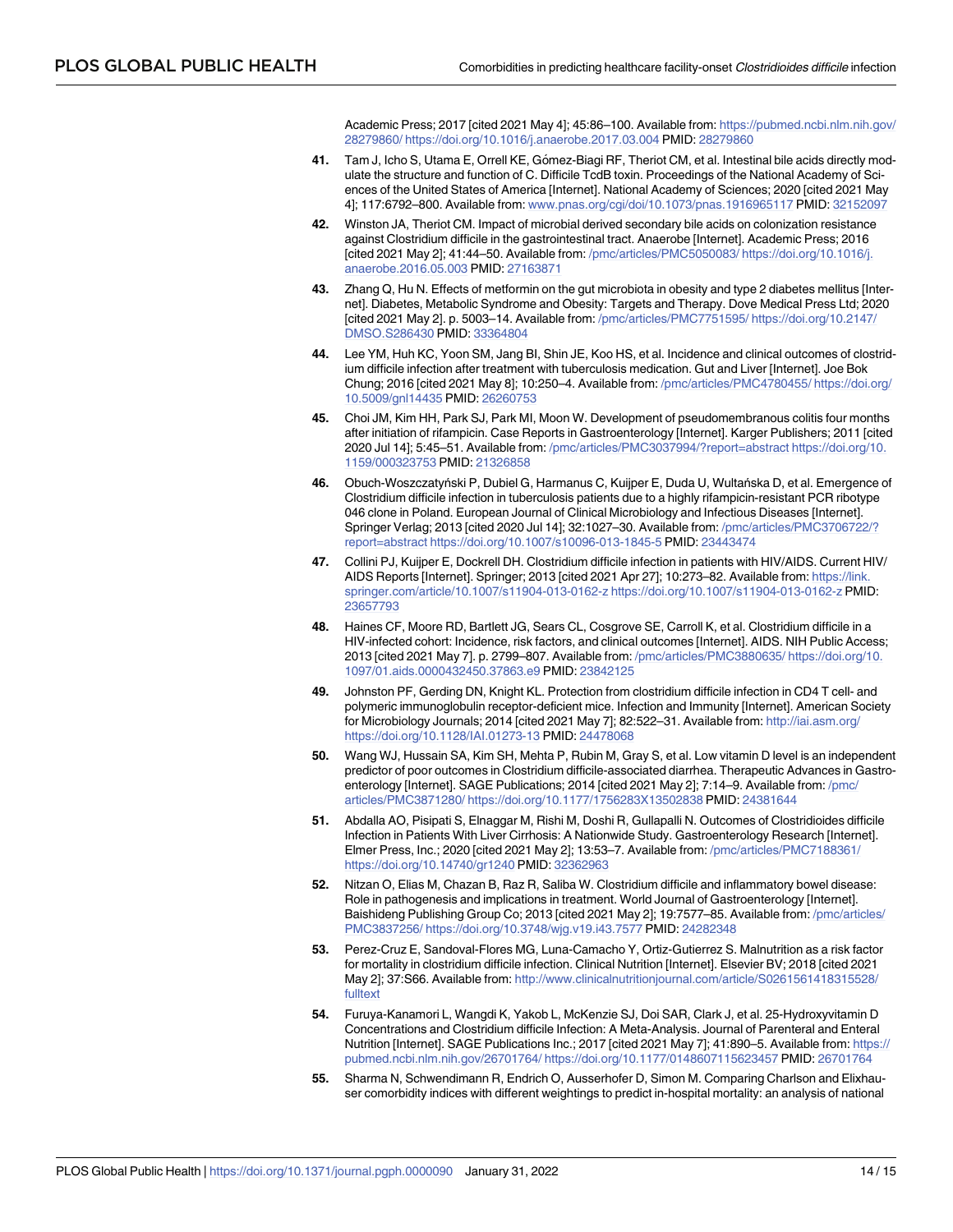Academic Press; 2017 [cited 2021 May 4]; 45:86–100. Available from: https://pubmed.ncbi.nlm.nih.gov/28279860/ https://doi.org/10.1016/j.anaerobe.2017.03.004 PMID: 28279860

41. Tam J, Icho S, Utama E, Orrell KE, Gómez-Biagi RF, Theriot CM, et al. Intestinal bile acids directly modulate the structure and function of C. Difficile TcdB toxin. Proceedings of the National Academy of Sciences of the United States of America [Internet]. National Academy of Sciences; 2020 [cited 2021 May 4]; 117:6792–800. Available from: www.pnas.org/cgi/doi/10.1073/pnas.1916965117 PMID: 32152097

42. Winston JA, Theriot CM. Impact of microbial derived secondary bile acids on colonization resistance against Clostridium difficile in the gastrointestinal tract. Anaerobe [Internet]. Academic Press; 2016 [cited 2021 May 2]; 41:44–50. Available from: /pmc/articles/PMC5050083/ https://doi.org/10.1016/j.anaerobe.2016.05.003 PMID: 27163871

43. Zhang Q, Hu N. Effects of metformin on the gut microbiota in obesity and type 2 diabetes mellitus [Internet]. Diabetes, Metabolic Syndrome and Obesity: Targets and Therapy. Dove Medical Press Ltd; 2020 [cited 2021 May 2]. p. 5003–14. Available from: /pmc/articles/PMC7751595/ https://doi.org/10.2147/DMSO.S286430 PMID: 33364804

44. Lee YM, Huh KC, Yoon SM, Jang BI, Shin JE, Koo HS, et al. Incidence and clinical outcomes of clostridium difficile infection after treatment with tuberculosis medication. Gut and Liver [Internet]. Joe Bok Chung; 2016 [cited 2021 May 8]; 10:250–4. Available from: /pmc/articles/PMC4780455/ https://doi.org/10.5009/gnl14435 PMID: 26260753

45. Choi JM, Kim HH, Park SJ, Park MI, Moon W. Development of pseudomembranous colitis four months after initiation of rifampicin. Case Reports in Gastroenterology [Internet]. Karger Publishers; 2011 [cited 2020 Jul 14]; 5:45–51. Available from: /pmc/articles/PMC3037994/?report=abstract https://doi.org/10.1159/000323753 PMID: 21326858

46. Obuch-Woszczatyński P, Dubiel G, Harmanus C, Kuijper E, Duda U, Wultańska D, et al. Emergence of Clostridium difficile infection in tuberculosis patients due to a highly rifampicin-resistant PCR ribotype 046 clone in Poland. European Journal of Clinical Microbiology and Infectious Diseases [Internet]. Springer Verlag; 2013 [cited 2020 Jul 14]; 32:1027–30. Available from: /pmc/articles/PMC3706722/?report=abstract https://doi.org/10.1007/s10096-013-1845-5 PMID: 23443474

47. Collini PJ, Kuijper E, Dockrell DH. Clostridium difficile infection in patients with HIV/AIDS. Current HIV/AIDS Reports [Internet]. Springer; 2013 [cited 2021 Apr 27]; 10:273–82. Available from: https://link.springer.com/article/10.1007/s11904-013-0162-z https://doi.org/10.1007/s11904-013-0162-z PMID: 23657793

48. Haines CF, Moore RD, Bartlett JG, Sears CL, Cosgrove SE, Carroll K, et al. Clostridium difficile in a HIV-infected cohort: Incidence, risk factors, and clinical outcomes [Internet]. AIDS. NIH Public Access; 2013 [cited 2021 May 7]. p. 2799–807. Available from: /pmc/articles/PMC3880635/ https://doi.org/10.1097/01.aids.0000432450.37863.e9 PMID: 23842125

49. Johnston PF, Gerding DN, Knight KL. Protection from clostridium difficile infection in CD4 T cell- and polymeric immunoglobulin receptor-deficient mice. Infection and Immunity [Internet]. American Society for Microbiology Journals; 2014 [cited 2021 May 7]; 82:522–31. Available from: http://iai.asm.org/ https://doi.org/10.1128/IAI.01273-13 PMID: 24478068

50. Wang WJ, Hussain SA, Kim SH, Mehta P, Rubin M, Gray S, et al. Low vitamin D level is an independent predictor of poor outcomes in Clostridium difficile-associated diarrhea. Therapeutic Advances in Gastroenterology [Internet]. SAGE Publications; 2014 [cited 2021 May 2]; 7:14–9. Available from: /pmc/articles/PMC3871280/ https://doi.org/10.1177/1756283X13502838 PMID: 24381644

51. Abdalla AO, Pisipati S, Elnaggar M, Rishi M, Doshi R, Gullapalli N. Outcomes of Clostridioides difficile Infection in Patients With Liver Cirrhosis: A Nationwide Study. Gastroenterology Research [Internet]. Elmer Press, Inc.; 2020 [cited 2021 May 2]; 13:53–7. Available from: /pmc/articles/PMC7188361/ https://doi.org/10.14740/gr1240 PMID: 32362963

52. Nitzan O, Elias M, Chazan B, Raz R, Saliba W. Clostridium difficile and inflammatory bowel disease: Role in pathogenesis and implications in treatment. World Journal of Gastroenterology [Internet]. Baishideng Publishing Group Co; 2013 [cited 2021 May 2]; 19:7577–85. Available from: /pmc/articles/PMC3837256/ https://doi.org/10.3748/wjg.v19.i43.7577 PMID: 24282348

53. Perez-Cruz E, Sandoval-Flores MG, Luna-Camacho Y, Ortiz-Gutierrez S. Malnutrition as a risk factor for mortality in clostridium difficile infection. Clinical Nutrition [Internet]. Elsevier BV; 2018 [cited 2021 May 2]; 37:S66. Available from: http://www.clinicalnutritionjournal.com/article/S0261561418315528/fulltext

54. Furuya-Kanamori L, Wangdi K, Yakob L, McKenzie SJ, Doi SAR, Clark J, et al. 25-Hydroxyvitamin D Concentrations and Clostridium difficile Infection: A Meta-Analysis. Journal of Parenteral and Enteral Nutrition [Internet]. SAGE Publications Inc.; 2017 [cited 2021 May 7]; 41:890–5. Available from: https://pubmed.ncbi.nlm.nih.gov/26701764/ https://doi.org/10.1177/0148607115623457 PMID: 26701764

55. Sharma N, Schwendimann R, Endrich O, Ausserhofer D, Simon M. Comparing Charlson and Elixhauser comorbidity indices with different weightings to predict in-hospital mortality: an analysis of national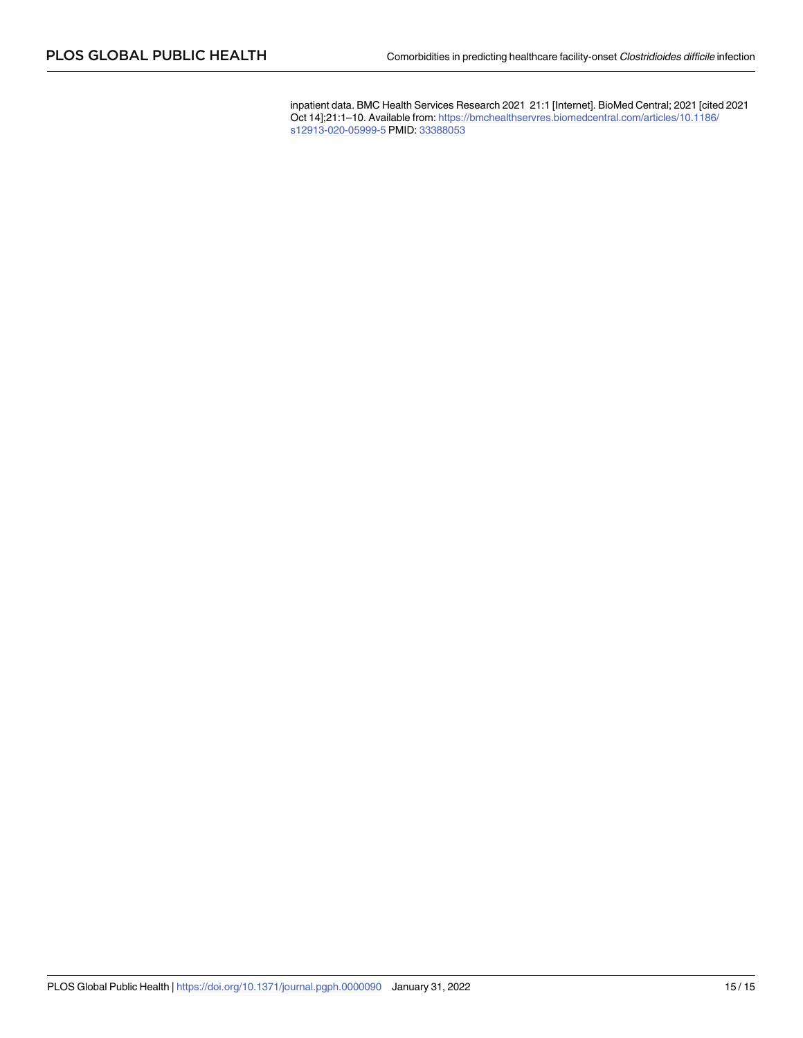inpatient data. BMC Health Services Research 2021 21:1 [Internet]. BioMed Central; 2021 [cited 2021 Oct 14];21:1–10. Available from: https://bmchealthservres.biomedcentral.com/articles/10.1186/s12913-020-05999-5 PMID: 33388053